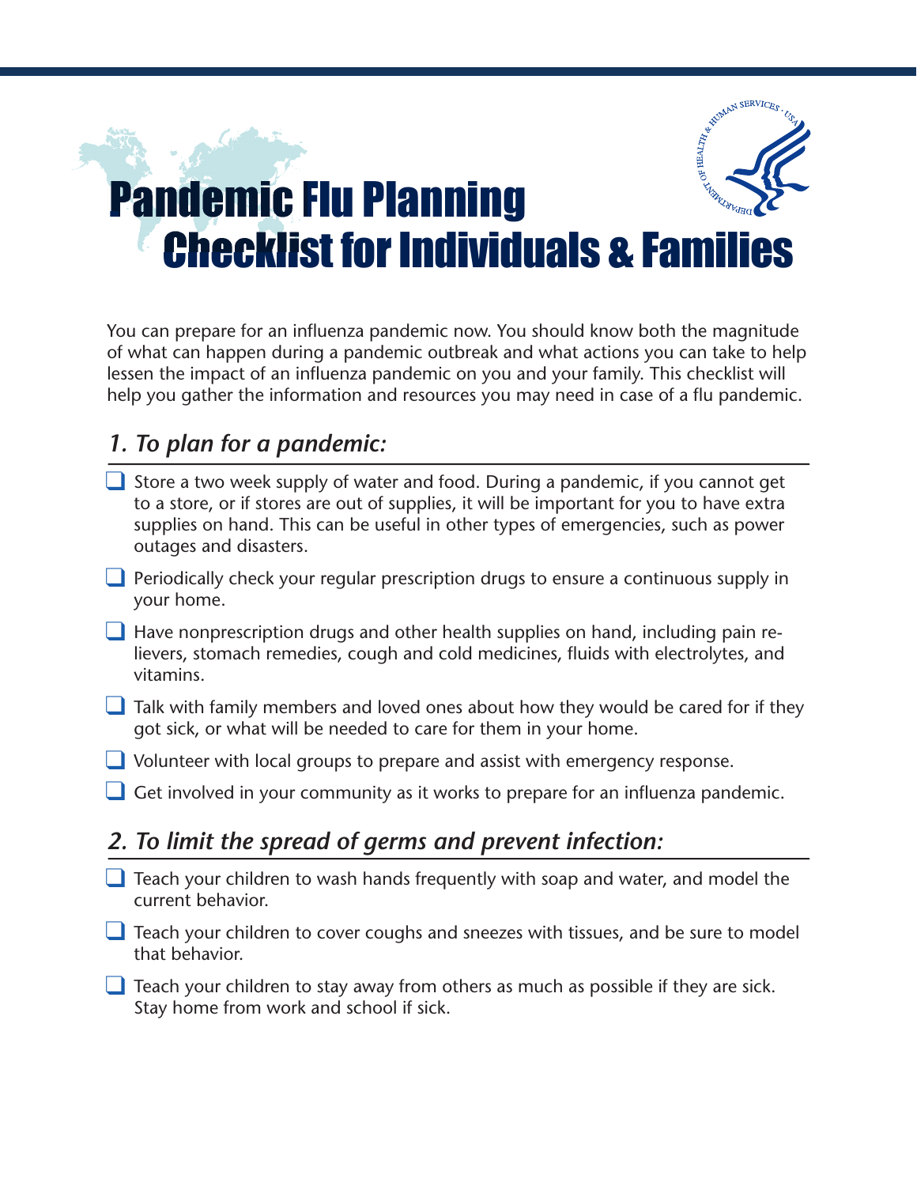# Pandemic Flu Planning Checklist for Individuals & Families

You can prepare for an influenza pandemic now. You should know both the magnitude of what can happen during a pandemic outbreak and what actions you can take to help lessen the impact of an influenza pandemic on you and your family. This checklist will help you gather the information and resources you may need in case of a flu pandemic.

## *1. To plan for a pandemic:*

- [ ] Store a two week supply of water and food. During a pandemic, if you cannot get to a store, or if stores are out of supplies, it will be important for you to have extra supplies on hand. This can be useful in other types of emergencies, such as power outages and disasters.
- [ ] Periodically check your regular prescription drugs to ensure a continuous supply in your home.
- [ ] Have nonprescription drugs and other health supplies on hand, including pain relievers, stomach remedies, cough and cold medicines, fluids with electrolytes, and vitamins.
- [ ] Talk with family members and loved ones about how they would be cared for if they got sick, or what will be needed to care for them in your home.
- [ ] Volunteer with local groups to prepare and assist with emergency response.
- [ ] Get involved in your community as it works to prepare for an influenza pandemic.

## *2. To limit the spread of germs and prevent infection:*

- [ ] Teach your children to wash hands frequently with soap and water, and model the current behavior.
- [ ] Teach your children to cover coughs and sneezes with tissues, and be sure to model that behavior.
- [ ] Teach your children to stay away from others as much as possible if they are sick. Stay home from work and school if sick.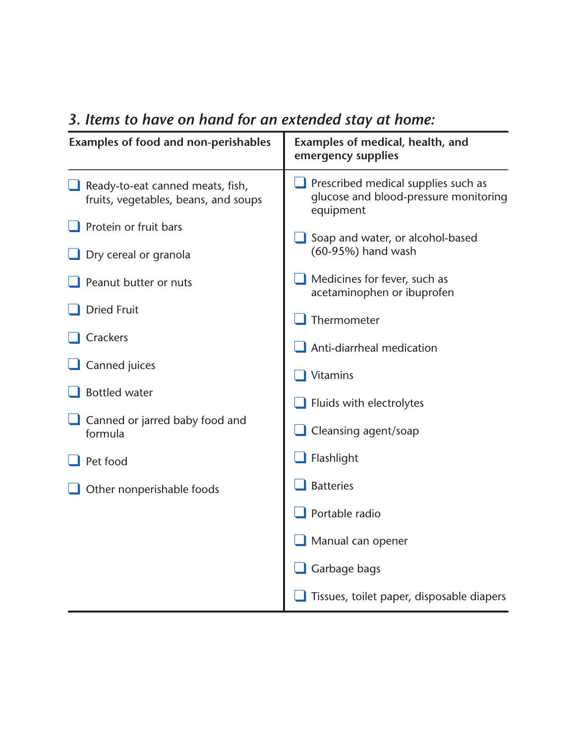### 3. *Items to have on hand for an extended stay at home:*

| Examples of food and non-perishables | Examples of medical, health, and emergency supplies |
|---|---|
| ❑ Ready-to-eat canned meats, fish, fruits, vegetables, beans, and soups | ❑ Prescribed medical supplies such as glucose and blood-pressure monitoring equipment |
| ❑ Protein or fruit bars | ❑ Soap and water, or alcohol-based (60-95%) hand wash |
| ❑ Dry cereal or granola | ❑ Medicines for fever, such as acetaminophen or ibuprofen |
| ❑ Peanut butter or nuts | ❑ Thermometer |
| ❑ Dried Fruit | ❑ Anti-diarrheal medication |
| ❑ Crackers | ❑ Vitamins |
| ❑ Canned juices | ❑ Fluids with electrolytes |
| ❑ Bottled water | ❑ Cleansing agent/soap |
| ❑ Canned or jarred baby food and formula | ❑ Flashlight |
| ❑ Pet food | ❑ Batteries |
| ❑ Other nonperishable foods | ❑ Portable radio |
| | ❑ Manual can opener |
| | ❑ Garbage bags |
| | ❑ Tissues, toilet paper, disposable diapers |